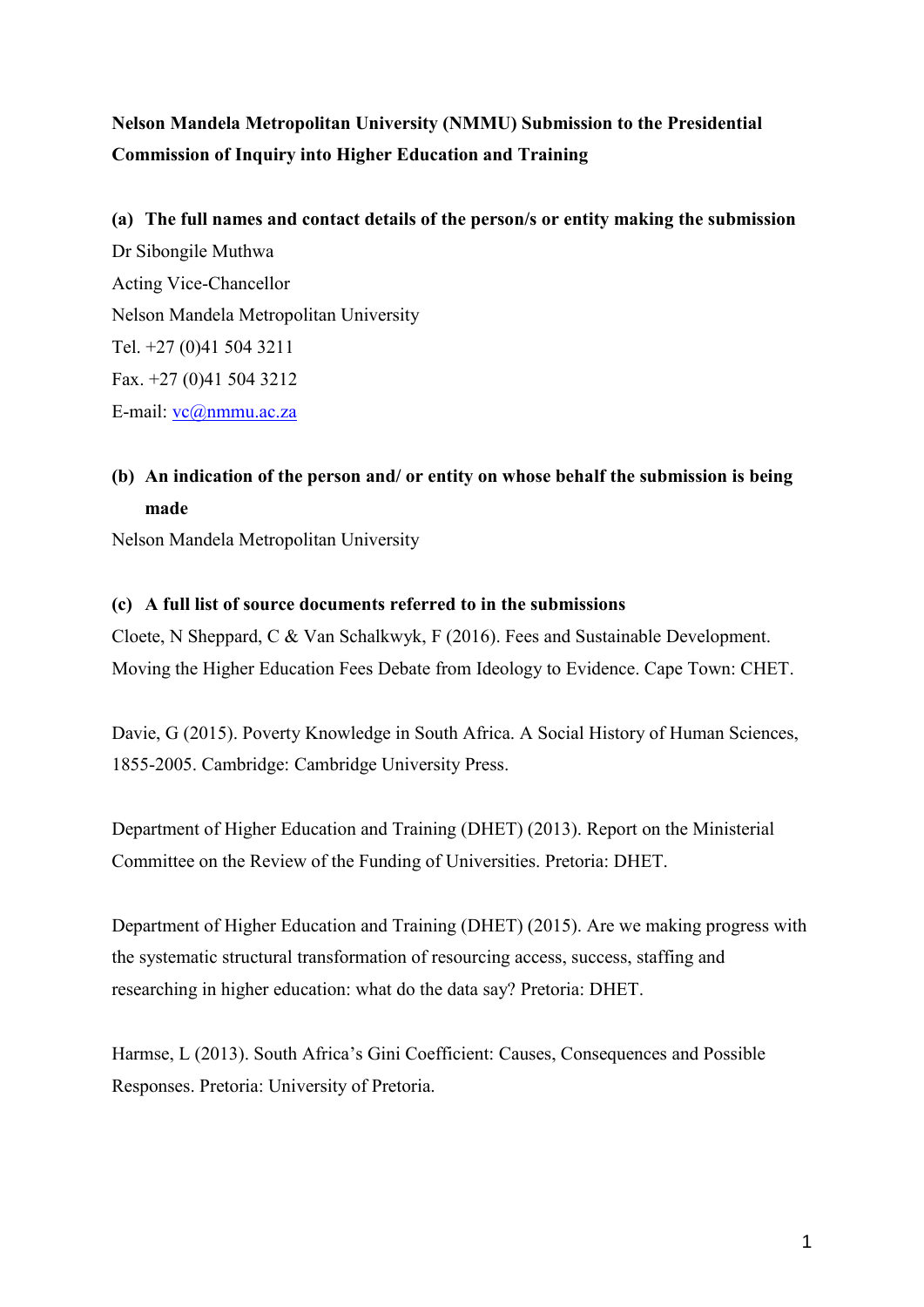**Nelson Mandela Metropolitan University (NMMU) Submission to the Presidential Commission of Inquiry into Higher Education and Training**

**(a) The full names and contact details of the person/s or entity making the submission**

Dr Sibongile Muthwa
Acting Vice-Chancellor
Nelson Mandela Metropolitan University
Tel. +27 (0)41 504 3211
Fax. +27 (0)41 504 3212
E-mail: vc@nmmu.ac.za

**(b) An indication of the person and/ or entity on whose behalf the submission is being made**

Nelson Mandela Metropolitan University

**(c) A full list of source documents referred to in the submissions**

Cloete, N Sheppard, C & Van Schalkwyk, F (2016). Fees and Sustainable Development. Moving the Higher Education Fees Debate from Ideology to Evidence. Cape Town: CHET.

Davie, G (2015). Poverty Knowledge in South Africa. A Social History of Human Sciences, 1855-2005. Cambridge: Cambridge University Press.

Department of Higher Education and Training (DHET) (2013). Report on the Ministerial Committee on the Review of the Funding of Universities. Pretoria: DHET.

Department of Higher Education and Training (DHET) (2015). Are we making progress with the systematic structural transformation of resourcing access, success, staffing and researching in higher education: what do the data say? Pretoria: DHET.

Harmse, L (2013). South Africa's Gini Coefficient: Causes, Consequences and Possible Responses. Pretoria: University of Pretoria.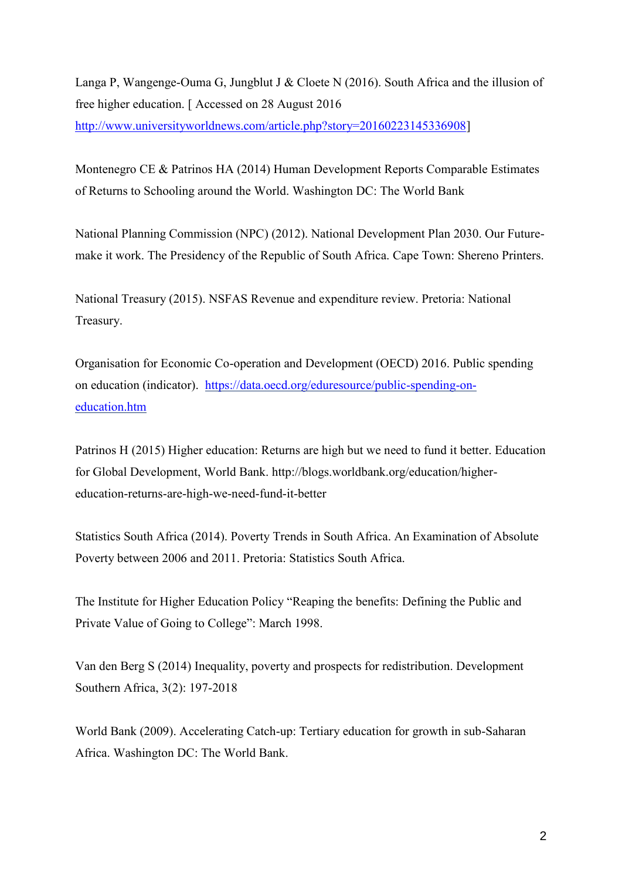Langa P, Wangenge-Ouma G, Jungblut J & Cloete N (2016). South Africa and the illusion of free higher education. [ Accessed on 28 August 2016 http://www.universityworldnews.com/article.php?story=20160223145336908]

Montenegro CE & Patrinos HA (2014) Human Development Reports Comparable Estimates of Returns to Schooling around the World. Washington DC: The World Bank

National Planning Commission (NPC) (2012). National Development Plan 2030. Our Future-make it work. The Presidency of the Republic of South Africa. Cape Town: Shereno Printers.

National Treasury (2015). NSFAS Revenue and expenditure review. Pretoria: National Treasury.

Organisation for Economic Co-operation and Development (OECD) 2016. Public spending on education (indicator). https://data.oecd.org/eduresource/public-spending-on-education.htm

Patrinos H (2015) Higher education: Returns are high but we need to fund it better. Education for Global Development, World Bank. http://blogs.worldbank.org/education/higher-education-returns-are-high-we-need-fund-it-better

Statistics South Africa (2014). Poverty Trends in South Africa. An Examination of Absolute Poverty between 2006 and 2011. Pretoria: Statistics South Africa.

The Institute for Higher Education Policy "Reaping the benefits: Defining the Public and Private Value of Going to College": March 1998.

Van den Berg S (2014) Inequality, poverty and prospects for redistribution. Development Southern Africa, 3(2): 197-2018

World Bank (2009). Accelerating Catch-up: Tertiary education for growth in sub-Saharan Africa. Washington DC: The World Bank.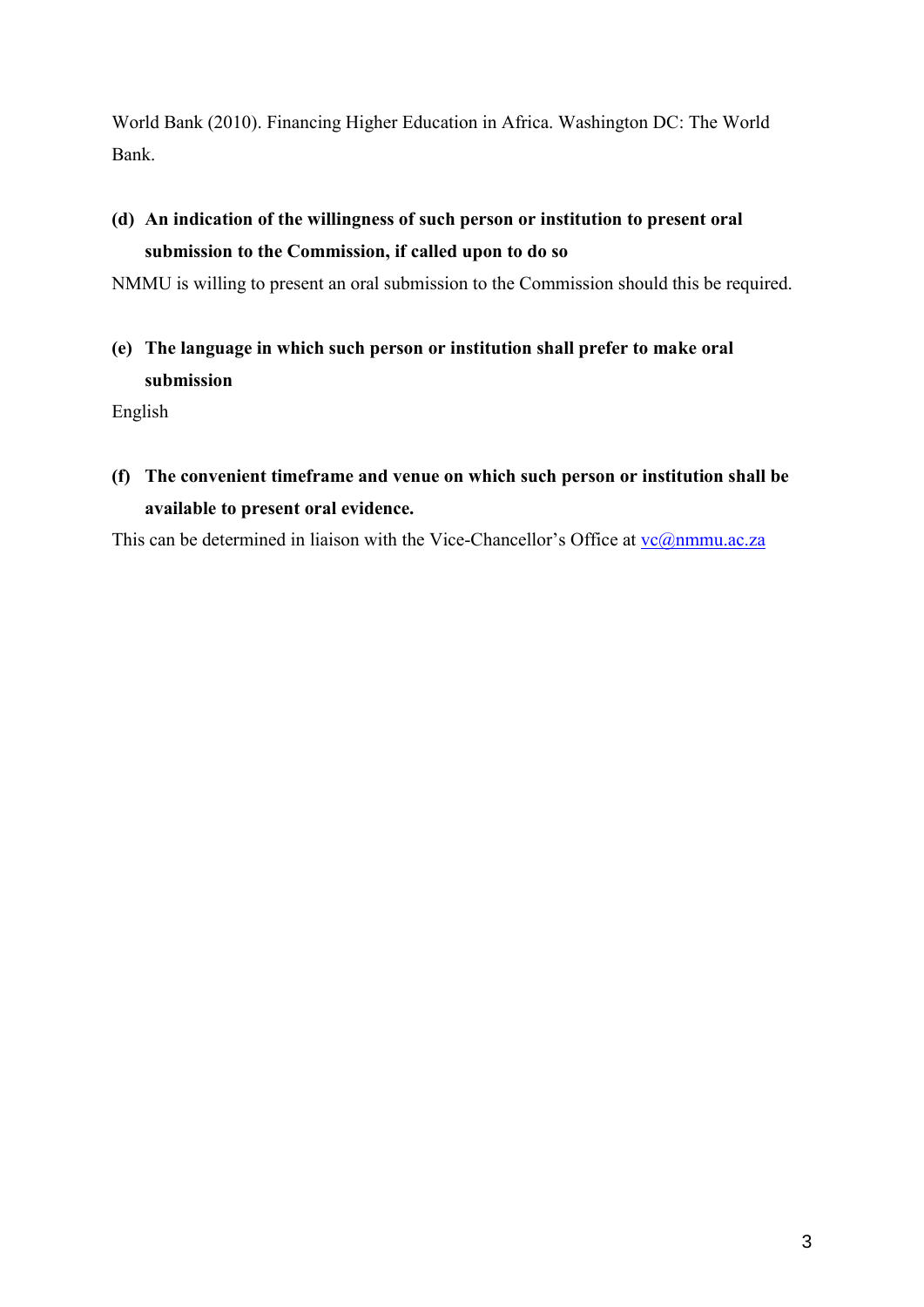World Bank (2010). Financing Higher Education in Africa. Washington DC: The World Bank.

**(d) An indication of the willingness of such person or institution to present oral submission to the Commission, if called upon to do so**

NMMU is willing to present an oral submission to the Commission should this be required.

**(e) The language in which such person or institution shall prefer to make oral submission**

English

**(f) The convenient timeframe and venue on which such person or institution shall be available to present oral evidence.**

This can be determined in liaison with the Vice-Chancellor's Office at vc@nmmu.ac.za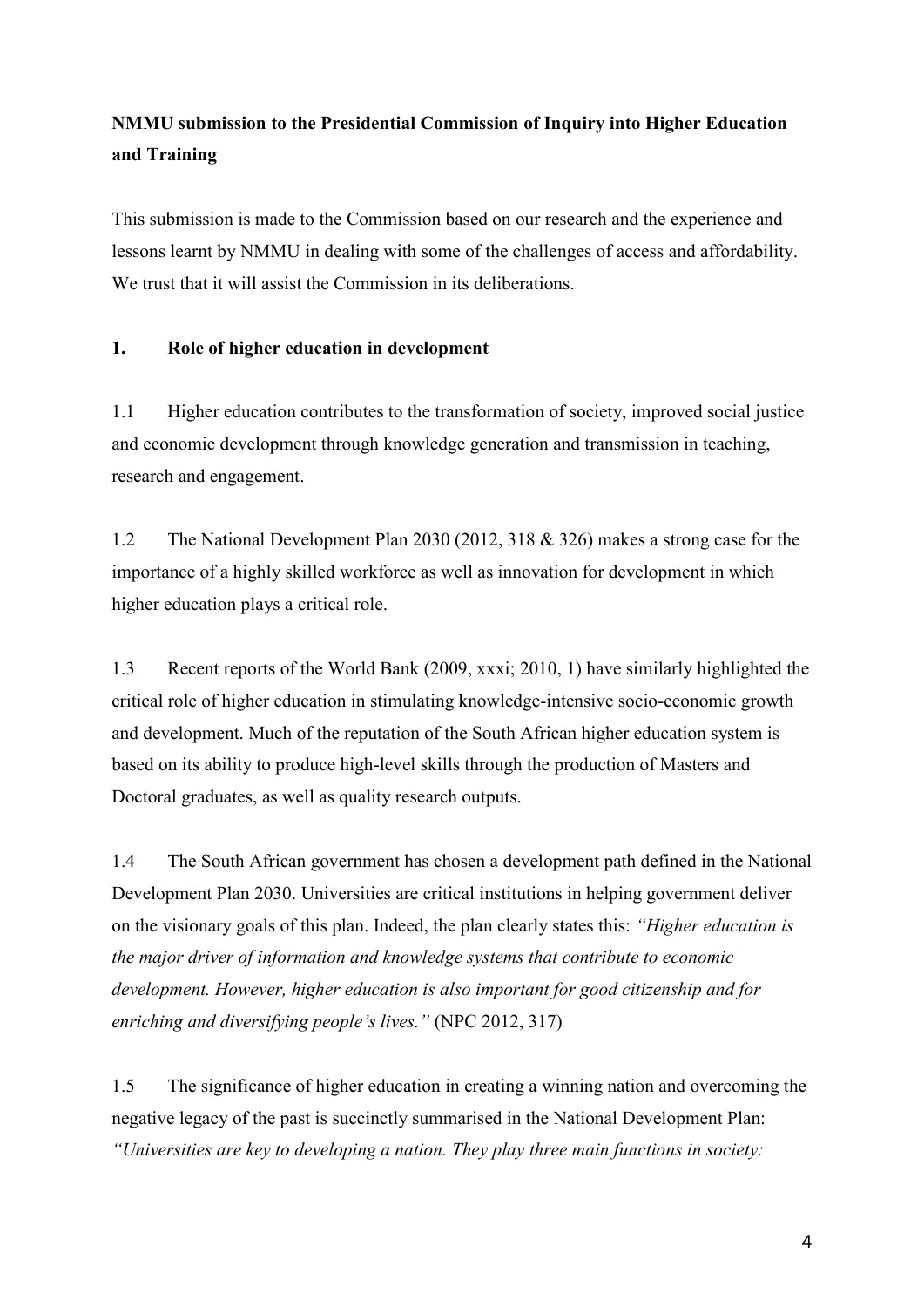**NMMU submission to the Presidential Commission of Inquiry into Higher Education and Training**

This submission is made to the Commission based on our research and the experience and lessons learnt by NMMU in dealing with some of the challenges of access and affordability. We trust that it will assist the Commission in its deliberations.

**1. Role of higher education in development**

1.1 Higher education contributes to the transformation of society, improved social justice and economic development through knowledge generation and transmission in teaching, research and engagement.

1.2 The National Development Plan 2030 (2012, 318 & 326) makes a strong case for the importance of a highly skilled workforce as well as innovation for development in which higher education plays a critical role.

1.3 Recent reports of the World Bank (2009, xxxi; 2010, 1) have similarly highlighted the critical role of higher education in stimulating knowledge-intensive socio-economic growth and development. Much of the reputation of the South African higher education system is based on its ability to produce high-level skills through the production of Masters and Doctoral graduates, as well as quality research outputs.

1.4 The South African government has chosen a development path defined in the National Development Plan 2030. Universities are critical institutions in helping government deliver on the visionary goals of this plan. Indeed, the plan clearly states this: *"Higher education is the major driver of information and knowledge systems that contribute to economic development. However, higher education is also important for good citizenship and for enriching and diversifying people's lives."* (NPC 2012, 317)

1.5 The significance of higher education in creating a winning nation and overcoming the negative legacy of the past is succinctly summarised in the National Development Plan: *"Universities are key to developing a nation. They play three main functions in society:*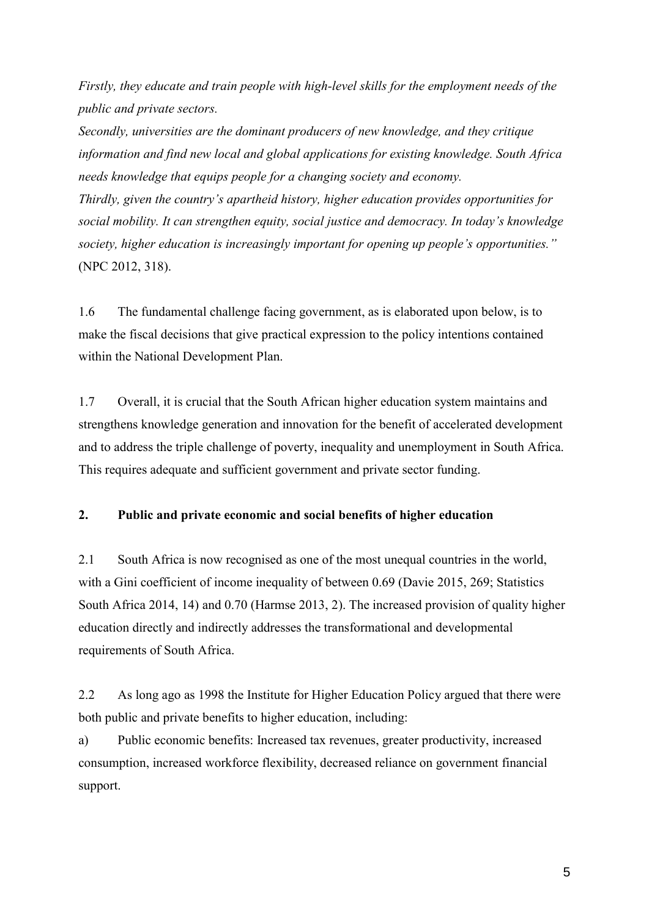*Firstly, they educate and train people with high-level skills for the employment needs of the public and private sectors.*
*Secondly, universities are the dominant producers of new knowledge, and they critique information and find new local and global applications for existing knowledge. South Africa needs knowledge that equips people for a changing society and economy.*
*Thirdly, given the country's apartheid history, higher education provides opportunities for social mobility. It can strengthen equity, social justice and democracy. In today's knowledge society, higher education is increasingly important for opening up people's opportunities."* (NPC 2012, 318).

1.6 The fundamental challenge facing government, as is elaborated upon below, is to make the fiscal decisions that give practical expression to the policy intentions contained within the National Development Plan.

1.7 Overall, it is crucial that the South African higher education system maintains and strengthens knowledge generation and innovation for the benefit of accelerated development and to address the triple challenge of poverty, inequality and unemployment in South Africa. This requires adequate and sufficient government and private sector funding.

## 2. Public and private economic and social benefits of higher education

2.1 South Africa is now recognised as one of the most unequal countries in the world, with a Gini coefficient of income inequality of between 0.69 (Davie 2015, 269; Statistics South Africa 2014, 14) and 0.70 (Harmse 2013, 2). The increased provision of quality higher education directly and indirectly addresses the transformational and developmental requirements of South Africa.

2.2 As long ago as 1998 the Institute for Higher Education Policy argued that there were both public and private benefits to higher education, including:

a) Public economic benefits: Increased tax revenues, greater productivity, increased consumption, increased workforce flexibility, decreased reliance on government financial support.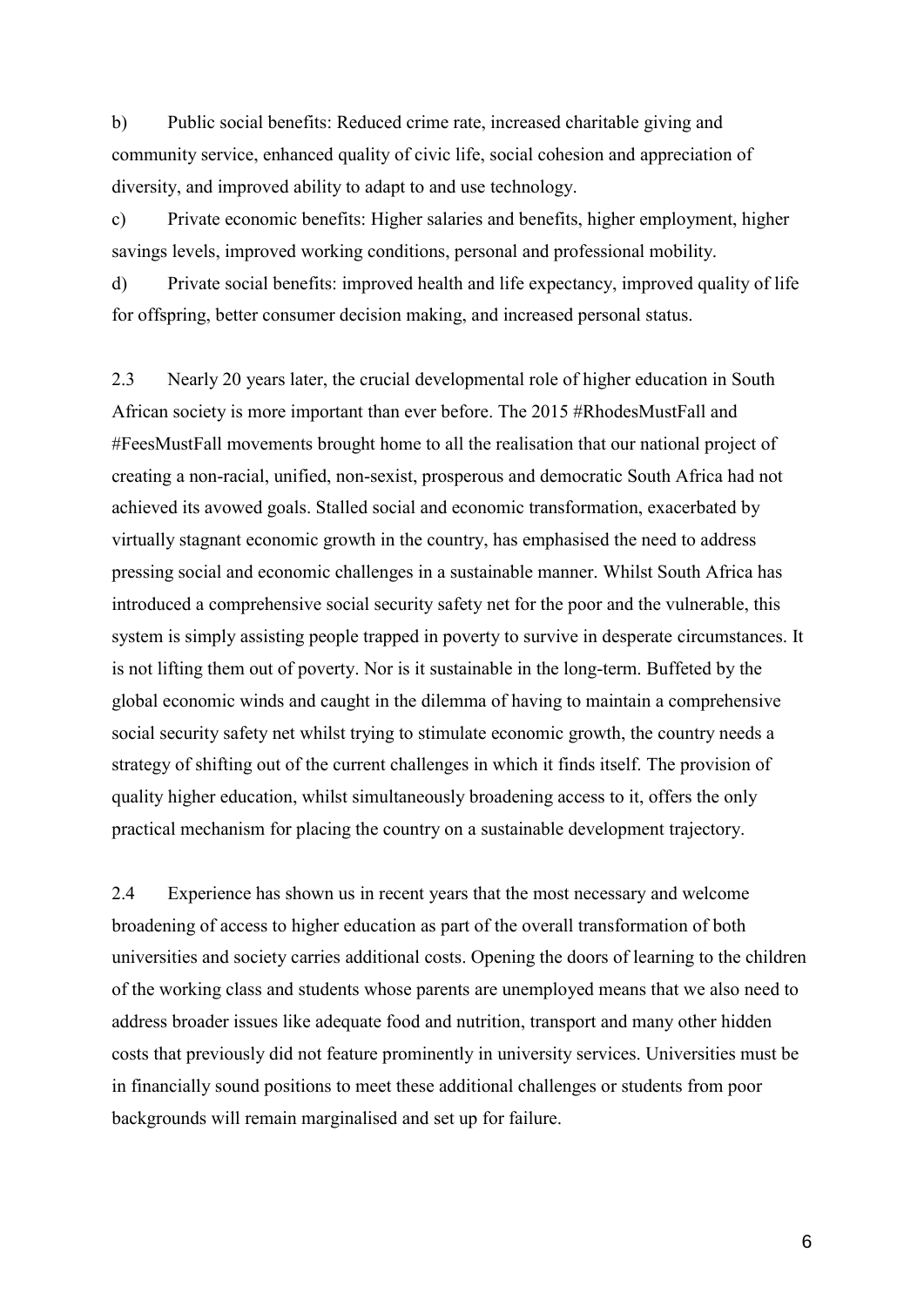b) Public social benefits: Reduced crime rate, increased charitable giving and community service, enhanced quality of civic life, social cohesion and appreciation of diversity, and improved ability to adapt to and use technology.

c) Private economic benefits: Higher salaries and benefits, higher employment, higher savings levels, improved working conditions, personal and professional mobility.

d) Private social benefits: improved health and life expectancy, improved quality of life for offspring, better consumer decision making, and increased personal status.

2.3 Nearly 20 years later, the crucial developmental role of higher education in South African society is more important than ever before. The 2015 #RhodesMustFall and #FeesMustFall movements brought home to all the realisation that our national project of creating a non-racial, unified, non-sexist, prosperous and democratic South Africa had not achieved its avowed goals. Stalled social and economic transformation, exacerbated by virtually stagnant economic growth in the country, has emphasised the need to address pressing social and economic challenges in a sustainable manner. Whilst South Africa has introduced a comprehensive social security safety net for the poor and the vulnerable, this system is simply assisting people trapped in poverty to survive in desperate circumstances. It is not lifting them out of poverty. Nor is it sustainable in the long-term. Buffeted by the global economic winds and caught in the dilemma of having to maintain a comprehensive social security safety net whilst trying to stimulate economic growth, the country needs a strategy of shifting out of the current challenges in which it finds itself. The provision of quality higher education, whilst simultaneously broadening access to it, offers the only practical mechanism for placing the country on a sustainable development trajectory.

2.4 Experience has shown us in recent years that the most necessary and welcome broadening of access to higher education as part of the overall transformation of both universities and society carries additional costs. Opening the doors of learning to the children of the working class and students whose parents are unemployed means that we also need to address broader issues like adequate food and nutrition, transport and many other hidden costs that previously did not feature prominently in university services. Universities must be in financially sound positions to meet these additional challenges or students from poor backgrounds will remain marginalised and set up for failure.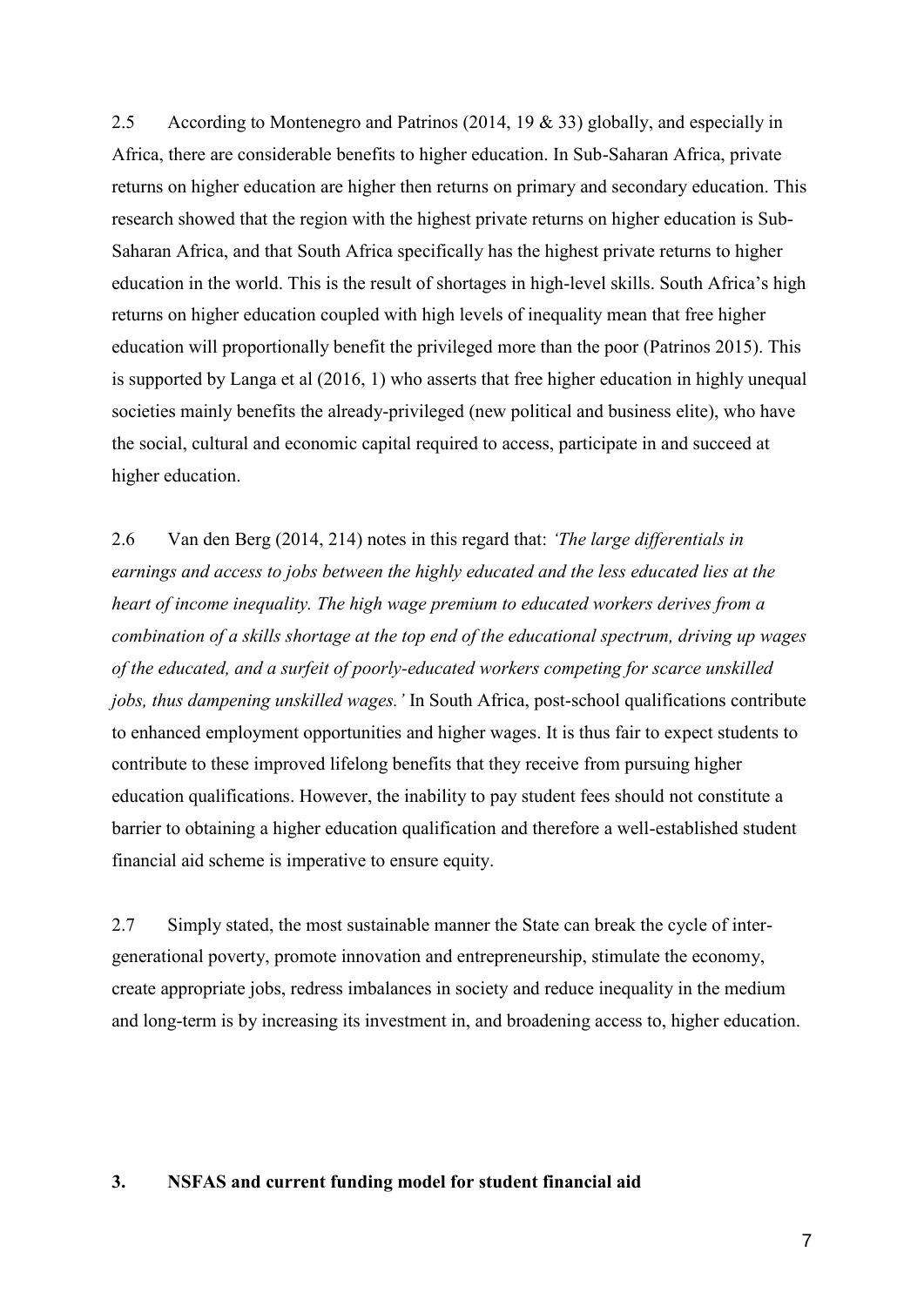2.5 According to Montenegro and Patrinos (2014, 19 & 33) globally, and especially in Africa, there are considerable benefits to higher education. In Sub-Saharan Africa, private returns on higher education are higher then returns on primary and secondary education. This research showed that the region with the highest private returns on higher education is Sub-Saharan Africa, and that South Africa specifically has the highest private returns to higher education in the world. This is the result of shortages in high-level skills. South Africa's high returns on higher education coupled with high levels of inequality mean that free higher education will proportionally benefit the privileged more than the poor (Patrinos 2015). This is supported by Langa et al (2016, 1) who asserts that free higher education in highly unequal societies mainly benefits the already-privileged (new political and business elite), who have the social, cultural and economic capital required to access, participate in and succeed at higher education.

2.6 Van den Berg (2014, 214) notes in this regard that: *'The large differentials in earnings and access to jobs between the highly educated and the less educated lies at the heart of income inequality. The high wage premium to educated workers derives from a combination of a skills shortage at the top end of the educational spectrum, driving up wages of the educated, and a surfeit of poorly-educated workers competing for scarce unskilled jobs, thus dampening unskilled wages.'* In South Africa, post-school qualifications contribute to enhanced employment opportunities and higher wages. It is thus fair to expect students to contribute to these improved lifelong benefits that they receive from pursuing higher education qualifications. However, the inability to pay student fees should not constitute a barrier to obtaining a higher education qualification and therefore a well-established student financial aid scheme is imperative to ensure equity.

2.7 Simply stated, the most sustainable manner the State can break the cycle of inter-generational poverty, promote innovation and entrepreneurship, stimulate the economy, create appropriate jobs, redress imbalances in society and reduce inequality in the medium and long-term is by increasing its investment in, and broadening access to, higher education.

## 3. NSFAS and current funding model for student financial aid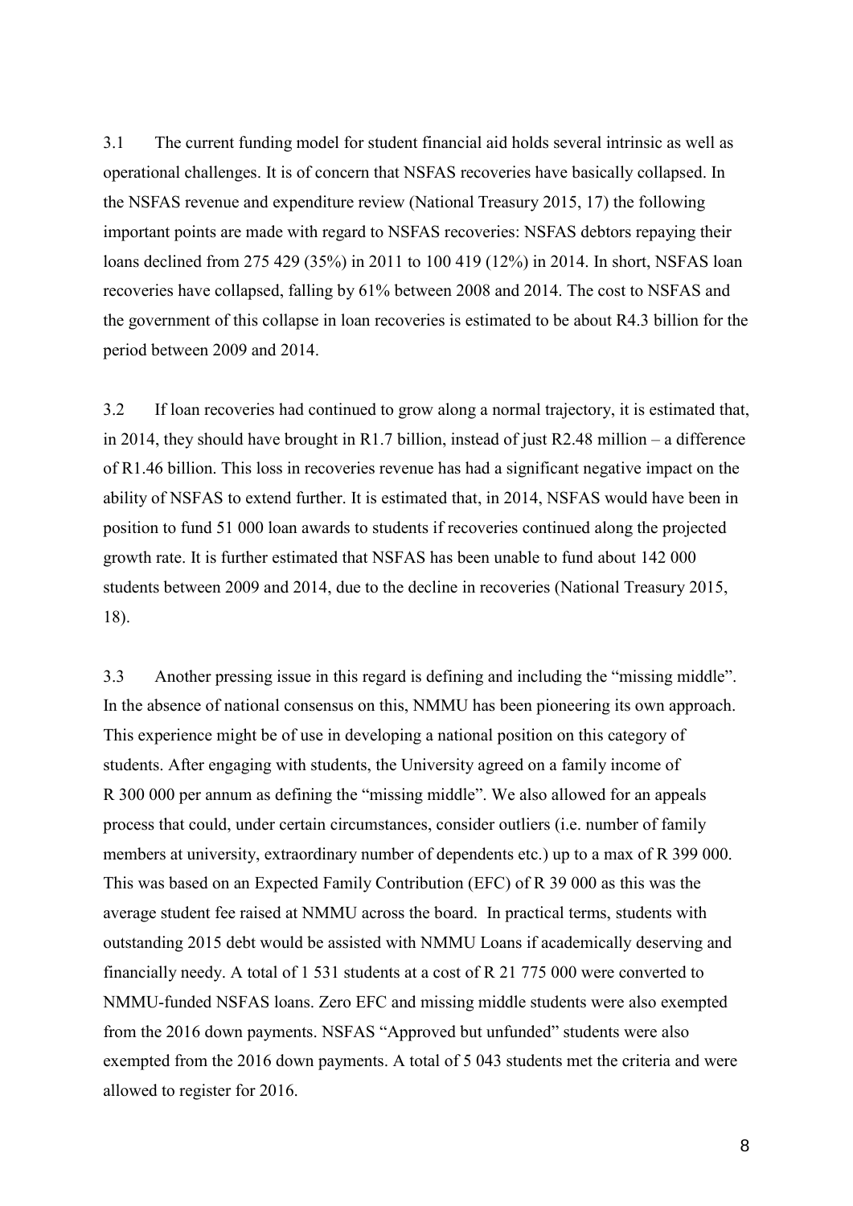3.1 The current funding model for student financial aid holds several intrinsic as well as operational challenges. It is of concern that NSFAS recoveries have basically collapsed. In the NSFAS revenue and expenditure review (National Treasury 2015, 17) the following important points are made with regard to NSFAS recoveries: NSFAS debtors repaying their loans declined from 275 429 (35%) in 2011 to 100 419 (12%) in 2014. In short, NSFAS loan recoveries have collapsed, falling by 61% between 2008 and 2014. The cost to NSFAS and the government of this collapse in loan recoveries is estimated to be about R4.3 billion for the period between 2009 and 2014.

3.2 If loan recoveries had continued to grow along a normal trajectory, it is estimated that, in 2014, they should have brought in R1.7 billion, instead of just R2.48 million – a difference of R1.46 billion. This loss in recoveries revenue has had a significant negative impact on the ability of NSFAS to extend further. It is estimated that, in 2014, NSFAS would have been in position to fund 51 000 loan awards to students if recoveries continued along the projected growth rate. It is further estimated that NSFAS has been unable to fund about 142 000 students between 2009 and 2014, due to the decline in recoveries (National Treasury 2015, 18).

3.3 Another pressing issue in this regard is defining and including the "missing middle". In the absence of national consensus on this, NMMU has been pioneering its own approach. This experience might be of use in developing a national position on this category of students. After engaging with students, the University agreed on a family income of R 300 000 per annum as defining the "missing middle". We also allowed for an appeals process that could, under certain circumstances, consider outliers (i.e. number of family members at university, extraordinary number of dependents etc.) up to a max of R 399 000. This was based on an Expected Family Contribution (EFC) of R 39 000 as this was the average student fee raised at NMMU across the board. In practical terms, students with outstanding 2015 debt would be assisted with NMMU Loans if academically deserving and financially needy. A total of 1 531 students at a cost of R 21 775 000 were converted to NMMU-funded NSFAS loans. Zero EFC and missing middle students were also exempted from the 2016 down payments. NSFAS "Approved but unfunded" students were also exempted from the 2016 down payments. A total of 5 043 students met the criteria and were allowed to register for 2016.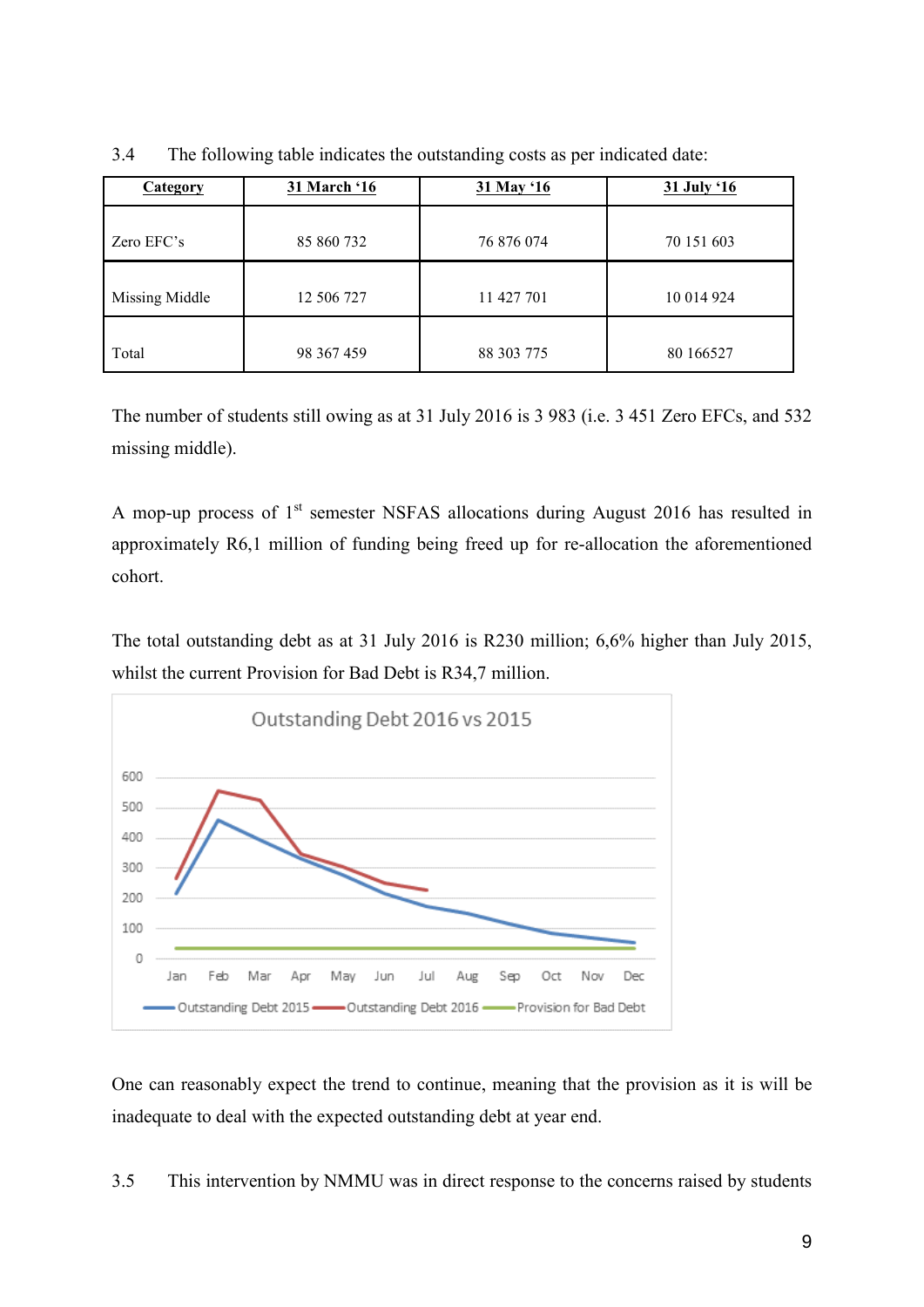3.4 The following table indicates the outstanding costs as per indicated date:

| Category | 31 March '16 | 31 May '16 | 31 July '16 |
|---|---|---|---|
| Zero EFC's | 85 860 732 | 76 876 074 | 70 151 603 |
| Missing Middle | 12 506 727 | 11 427 701 | 10 014 924 |
| Total | 98 367 459 | 88 303 775 | 80 166527 |

The number of students still owing as at 31 July 2016 is 3 983 (i.e. 3 451 Zero EFCs, and 532 missing middle).

A mop-up process of 1st semester NSFAS allocations during August 2016 has resulted in approximately R6,1 million of funding being freed up for re-allocation the aforementioned cohort.

The total outstanding debt as at 31 July 2016 is R230 million; 6,6% higher than July 2015, whilst the current Provision for Bad Debt is R34,7 million.

One can reasonably expect the trend to continue, meaning that the provision as it is will be inadequate to deal with the expected outstanding debt at year end.

3.5 This intervention by NMMU was in direct response to the concerns raised by students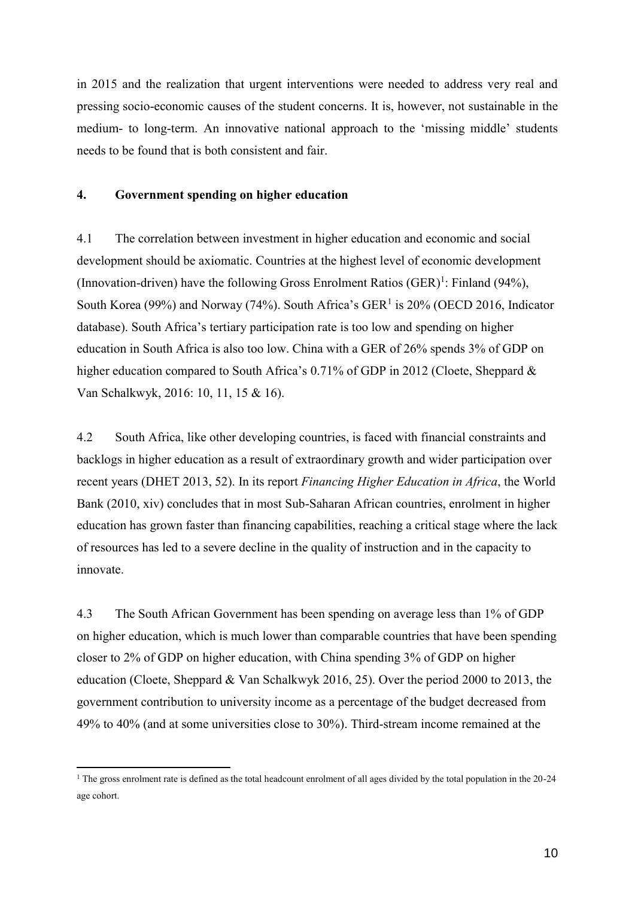in 2015 and the realization that urgent interventions were needed to address very real and pressing socio-economic causes of the student concerns. It is, however, not sustainable in the medium- to long-term. An innovative national approach to the 'missing middle' students needs to be found that is both consistent and fair.

## 4. Government spending on higher education

4.1 The correlation between investment in higher education and economic and social development should be axiomatic. Countries at the highest level of economic development (Innovation-driven) have the following Gross Enrolment Ratios (GER)[1]: Finland (94%), South Korea (99%) and Norway (74%). South Africa's GER[1] is 20% (OECD 2016, Indicator database). South Africa's tertiary participation rate is too low and spending on higher education in South Africa is also too low. China with a GER of 26% spends 3% of GDP on higher education compared to South Africa's 0.71% of GDP in 2012 (Cloete, Sheppard & Van Schalkwyk, 2016: 10, 11, 15 & 16).

4.2 South Africa, like other developing countries, is faced with financial constraints and backlogs in higher education as a result of extraordinary growth and wider participation over recent years (DHET 2013, 52). In its report *Financing Higher Education in Africa*, the World Bank (2010, xiv) concludes that in most Sub-Saharan African countries, enrolment in higher education has grown faster than financing capabilities, reaching a critical stage where the lack of resources has led to a severe decline in the quality of instruction and in the capacity to innovate.

4.3 The South African Government has been spending on average less than 1% of GDP on higher education, which is much lower than comparable countries that have been spending closer to 2% of GDP on higher education, with China spending 3% of GDP on higher education (Cloete, Sheppard & Van Schalkwyk 2016, 25). Over the period 2000 to 2013, the government contribution to university income as a percentage of the budget decreased from 49% to 40% (and at some universities close to 30%). Third-stream income remained at the

[1] The gross enrolment rate is defined as the total headcount enrolment of all ages divided by the total population in the 20-24 age cohort.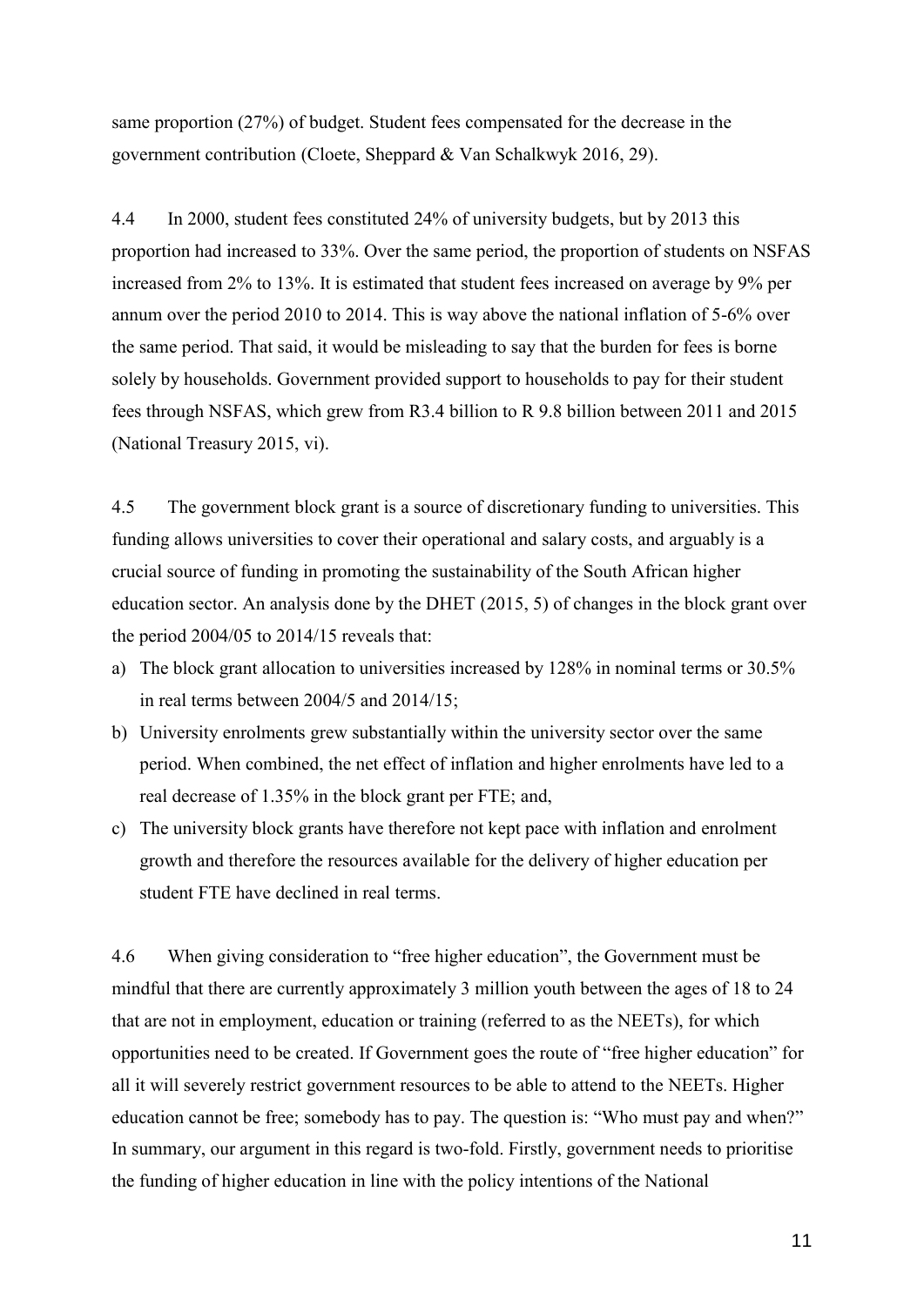same proportion (27%) of budget. Student fees compensated for the decrease in the government contribution (Cloete, Sheppard & Van Schalkwyk 2016, 29).

4.4 In 2000, student fees constituted 24% of university budgets, but by 2013 this proportion had increased to 33%. Over the same period, the proportion of students on NSFAS increased from 2% to 13%. It is estimated that student fees increased on average by 9% per annum over the period 2010 to 2014. This is way above the national inflation of 5-6% over the same period. That said, it would be misleading to say that the burden for fees is borne solely by households. Government provided support to households to pay for their student fees through NSFAS, which grew from R3.4 billion to R 9.8 billion between 2011 and 2015 (National Treasury 2015, vi).

4.5 The government block grant is a source of discretionary funding to universities. This funding allows universities to cover their operational and salary costs, and arguably is a crucial source of funding in promoting the sustainability of the South African higher education sector. An analysis done by the DHET (2015, 5) of changes in the block grant over the period 2004/05 to 2014/15 reveals that:

a) The block grant allocation to universities increased by 128% in nominal terms or 30.5% in real terms between 2004/5 and 2014/15;
b) University enrolments grew substantially within the university sector over the same period. When combined, the net effect of inflation and higher enrolments have led to a real decrease of 1.35% in the block grant per FTE; and,
c) The university block grants have therefore not kept pace with inflation and enrolment growth and therefore the resources available for the delivery of higher education per student FTE have declined in real terms.

4.6 When giving consideration to "free higher education", the Government must be mindful that there are currently approximately 3 million youth between the ages of 18 to 24 that are not in employment, education or training (referred to as the NEETs), for which opportunities need to be created. If Government goes the route of "free higher education" for all it will severely restrict government resources to be able to attend to the NEETs. Higher education cannot be free; somebody has to pay. The question is: "Who must pay and when?" In summary, our argument in this regard is two-fold. Firstly, government needs to prioritise the funding of higher education in line with the policy intentions of the National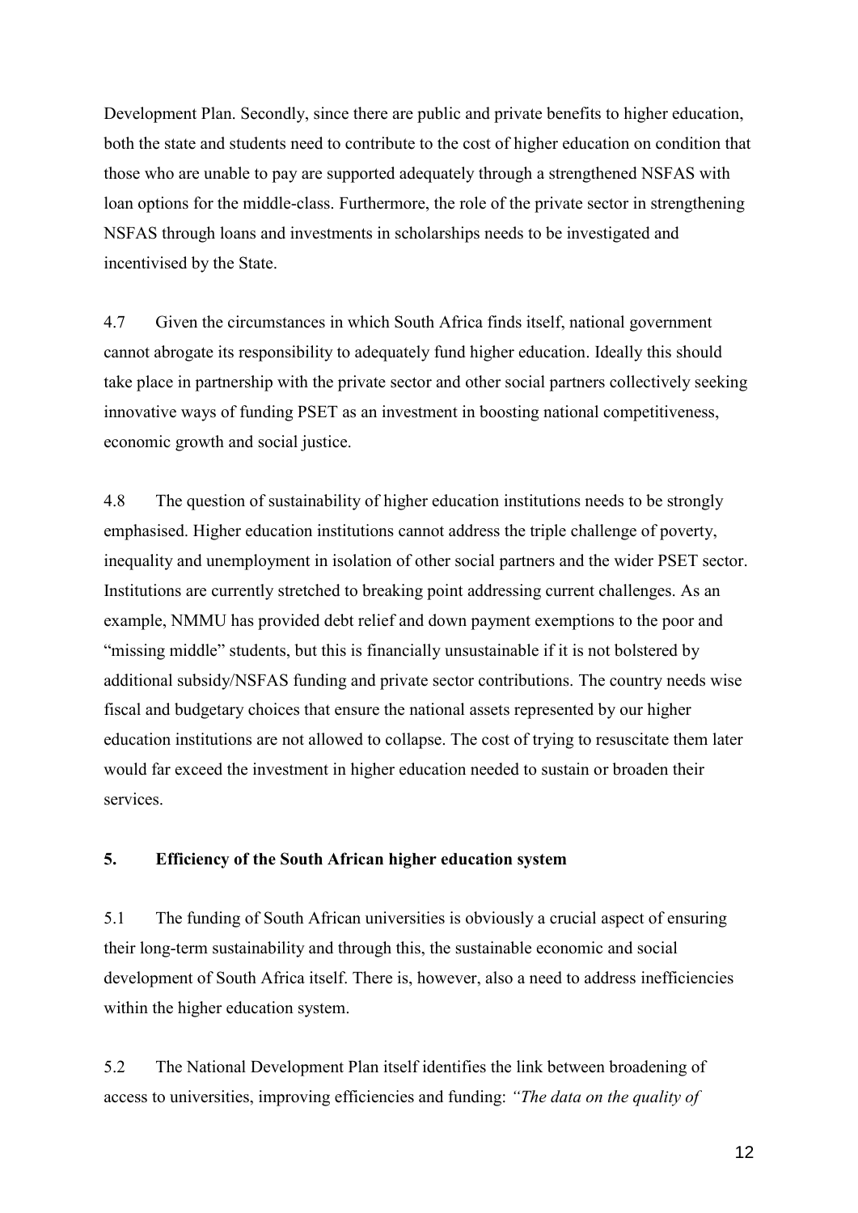Development Plan. Secondly, since there are public and private benefits to higher education, both the state and students need to contribute to the cost of higher education on condition that those who are unable to pay are supported adequately through a strengthened NSFAS with loan options for the middle-class. Furthermore, the role of the private sector in strengthening NSFAS through loans and investments in scholarships needs to be investigated and incentivised by the State.

4.7 Given the circumstances in which South Africa finds itself, national government cannot abrogate its responsibility to adequately fund higher education. Ideally this should take place in partnership with the private sector and other social partners collectively seeking innovative ways of funding PSET as an investment in boosting national competitiveness, economic growth and social justice.

4.8 The question of sustainability of higher education institutions needs to be strongly emphasised. Higher education institutions cannot address the triple challenge of poverty, inequality and unemployment in isolation of other social partners and the wider PSET sector. Institutions are currently stretched to breaking point addressing current challenges. As an example, NMMU has provided debt relief and down payment exemptions to the poor and "missing middle" students, but this is financially unsustainable if it is not bolstered by additional subsidy/NSFAS funding and private sector contributions. The country needs wise fiscal and budgetary choices that ensure the national assets represented by our higher education institutions are not allowed to collapse. The cost of trying to resuscitate them later would far exceed the investment in higher education needed to sustain or broaden their services.

## 5. Efficiency of the South African higher education system

5.1 The funding of South African universities is obviously a crucial aspect of ensuring their long-term sustainability and through this, the sustainable economic and social development of South Africa itself. There is, however, also a need to address inefficiencies within the higher education system.

5.2 The National Development Plan itself identifies the link between broadening of access to universities, improving efficiencies and funding: *"The data on the quality of*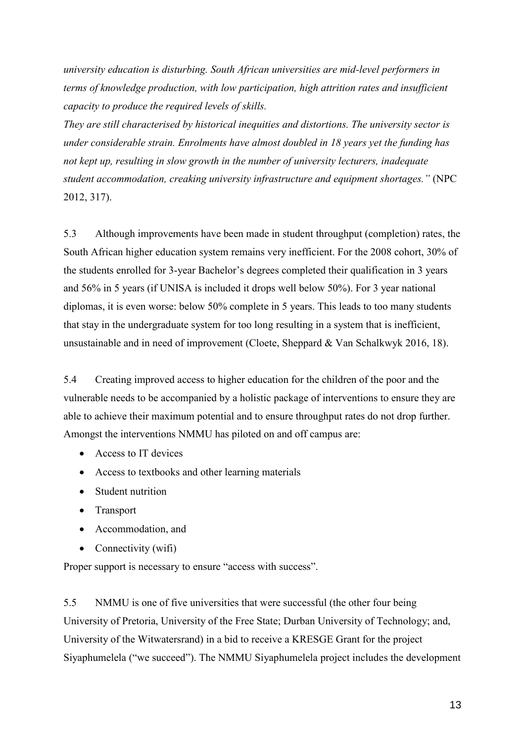*university education is disturbing. South African universities are mid-level performers in terms of knowledge production, with low participation, high attrition rates and insufficient capacity to produce the required levels of skills.*
*They are still characterised by historical inequities and distortions. The university sector is under considerable strain. Enrolments have almost doubled in 18 years yet the funding has not kept up, resulting in slow growth in the number of university lecturers, inadequate student accommodation, creaking university infrastructure and equipment shortages."* (NPC 2012, 317).

5.3 Although improvements have been made in student throughput (completion) rates, the South African higher education system remains very inefficient. For the 2008 cohort, 30% of the students enrolled for 3-year Bachelor's degrees completed their qualification in 3 years and 56% in 5 years (if UNISA is included it drops well below 50%). For 3 year national diplomas, it is even worse: below 50% complete in 5 years. This leads to too many students that stay in the undergraduate system for too long resulting in a system that is inefficient, unsustainable and in need of improvement (Cloete, Sheppard & Van Schalkwyk 2016, 18).

5.4 Creating improved access to higher education for the children of the poor and the vulnerable needs to be accompanied by a holistic package of interventions to ensure they are able to achieve their maximum potential and to ensure throughput rates do not drop further. Amongst the interventions NMMU has piloted on and off campus are:

- Access to IT devices
- Access to textbooks and other learning materials
- Student nutrition
- Transport
- Accommodation, and
- Connectivity (wifi)

Proper support is necessary to ensure "access with success".

5.5 NMMU is one of five universities that were successful (the other four being University of Pretoria, University of the Free State; Durban University of Technology; and, University of the Witwatersrand) in a bid to receive a KRESGE Grant for the project Siyaphumelela ("we succeed"). The NMMU Siyaphumelela project includes the development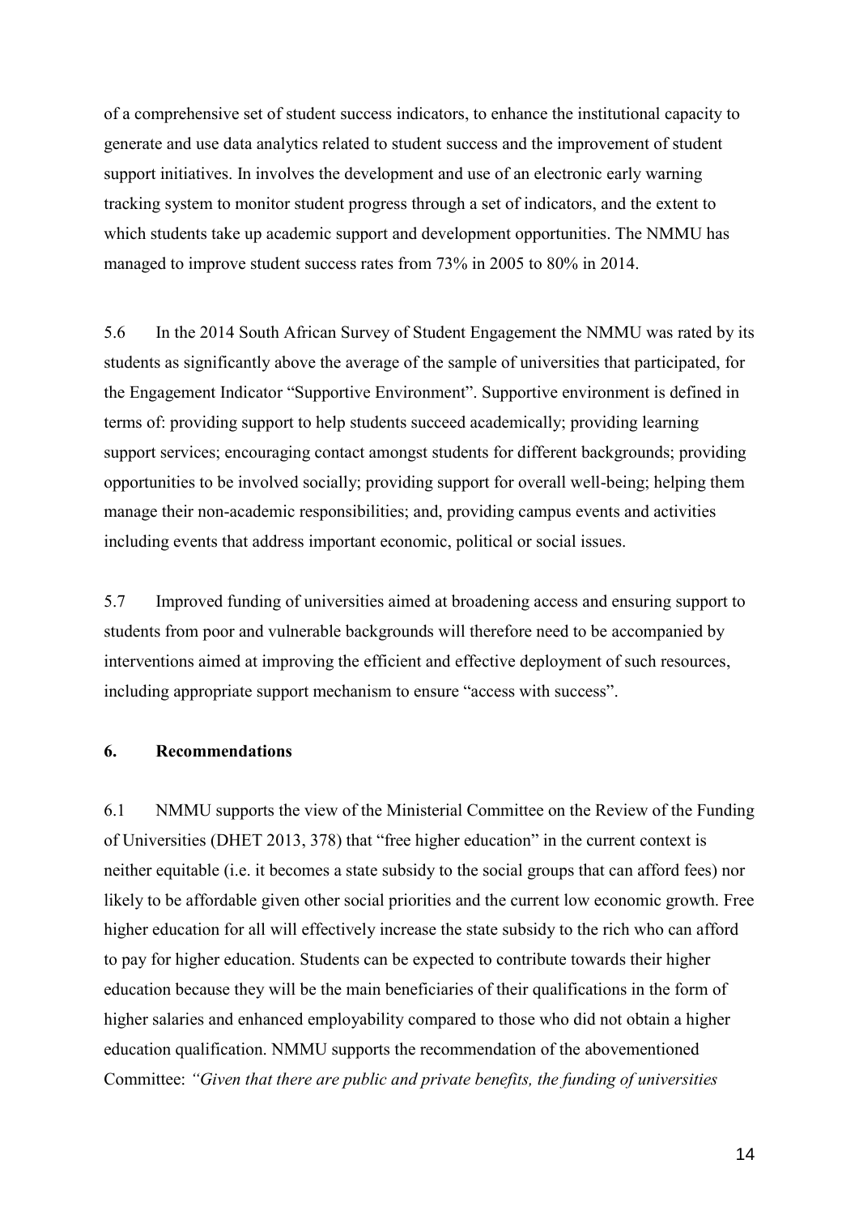of a comprehensive set of student success indicators, to enhance the institutional capacity to generate and use data analytics related to student success and the improvement of student support initiatives. In involves the development and use of an electronic early warning tracking system to monitor student progress through a set of indicators, and the extent to which students take up academic support and development opportunities. The NMMU has managed to improve student success rates from 73% in 2005 to 80% in 2014.

5.6 In the 2014 South African Survey of Student Engagement the NMMU was rated by its students as significantly above the average of the sample of universities that participated, for the Engagement Indicator "Supportive Environment". Supportive environment is defined in terms of: providing support to help students succeed academically; providing learning support services; encouraging contact amongst students for different backgrounds; providing opportunities to be involved socially; providing support for overall well-being; helping them manage their non-academic responsibilities; and, providing campus events and activities including events that address important economic, political or social issues.

5.7 Improved funding of universities aimed at broadening access and ensuring support to students from poor and vulnerable backgrounds will therefore need to be accompanied by interventions aimed at improving the efficient and effective deployment of such resources, including appropriate support mechanism to ensure "access with success".

## 6. Recommendations

6.1 NMMU supports the view of the Ministerial Committee on the Review of the Funding of Universities (DHET 2013, 378) that "free higher education" in the current context is neither equitable (i.e. it becomes a state subsidy to the social groups that can afford fees) nor likely to be affordable given other social priorities and the current low economic growth. Free higher education for all will effectively increase the state subsidy to the rich who can afford to pay for higher education. Students can be expected to contribute towards their higher education because they will be the main beneficiaries of their qualifications in the form of higher salaries and enhanced employability compared to those who did not obtain a higher education qualification. NMMU supports the recommendation of the abovementioned Committee: *"Given that there are public and private benefits, the funding of universities*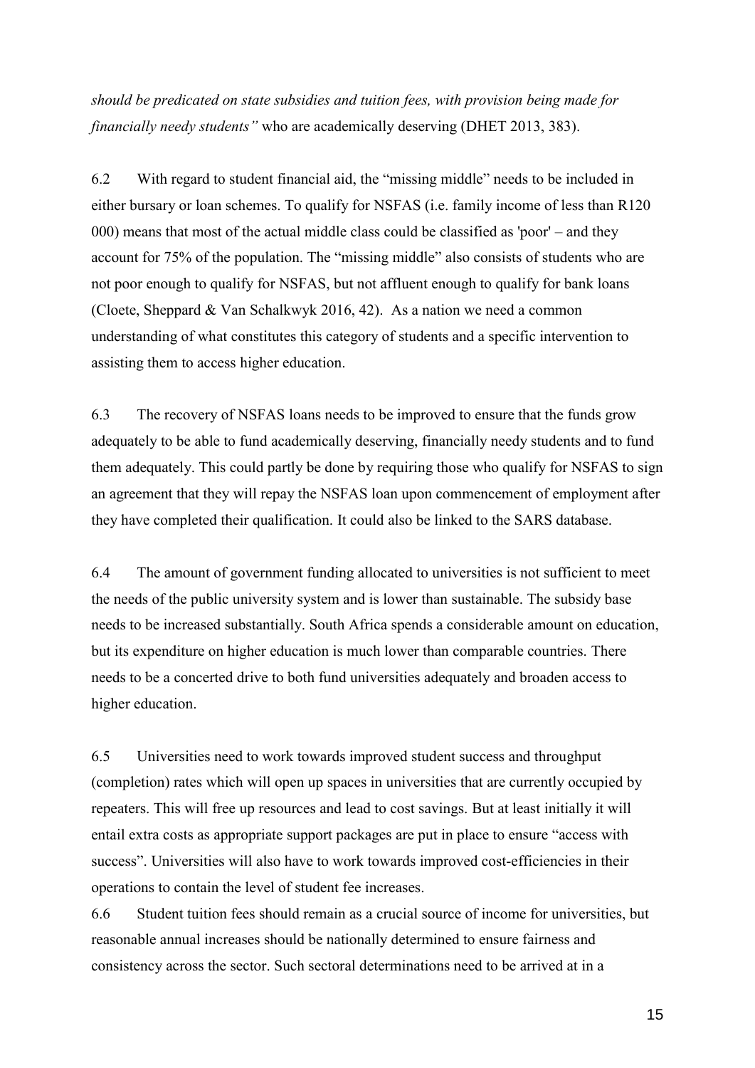*should be predicated on state subsidies and tuition fees, with provision being made for financially needy students"* who are academically deserving (DHET 2013, 383).

6.2 With regard to student financial aid, the "missing middle" needs to be included in either bursary or loan schemes. To qualify for NSFAS (i.e. family income of less than R120 000) means that most of the actual middle class could be classified as 'poor' – and they account for 75% of the population. The "missing middle" also consists of students who are not poor enough to qualify for NSFAS, but not affluent enough to qualify for bank loans (Cloete, Sheppard & Van Schalkwyk 2016, 42). As a nation we need a common understanding of what constitutes this category of students and a specific intervention to assisting them to access higher education.

6.3 The recovery of NSFAS loans needs to be improved to ensure that the funds grow adequately to be able to fund academically deserving, financially needy students and to fund them adequately. This could partly be done by requiring those who qualify for NSFAS to sign an agreement that they will repay the NSFAS loan upon commencement of employment after they have completed their qualification. It could also be linked to the SARS database.

6.4 The amount of government funding allocated to universities is not sufficient to meet the needs of the public university system and is lower than sustainable. The subsidy base needs to be increased substantially. South Africa spends a considerable amount on education, but its expenditure on higher education is much lower than comparable countries. There needs to be a concerted drive to both fund universities adequately and broaden access to higher education.

6.5 Universities need to work towards improved student success and throughput (completion) rates which will open up spaces in universities that are currently occupied by repeaters. This will free up resources and lead to cost savings. But at least initially it will entail extra costs as appropriate support packages are put in place to ensure "access with success". Universities will also have to work towards improved cost-efficiencies in their operations to contain the level of student fee increases.

6.6 Student tuition fees should remain as a crucial source of income for universities, but reasonable annual increases should be nationally determined to ensure fairness and consistency across the sector. Such sectoral determinations need to be arrived at in a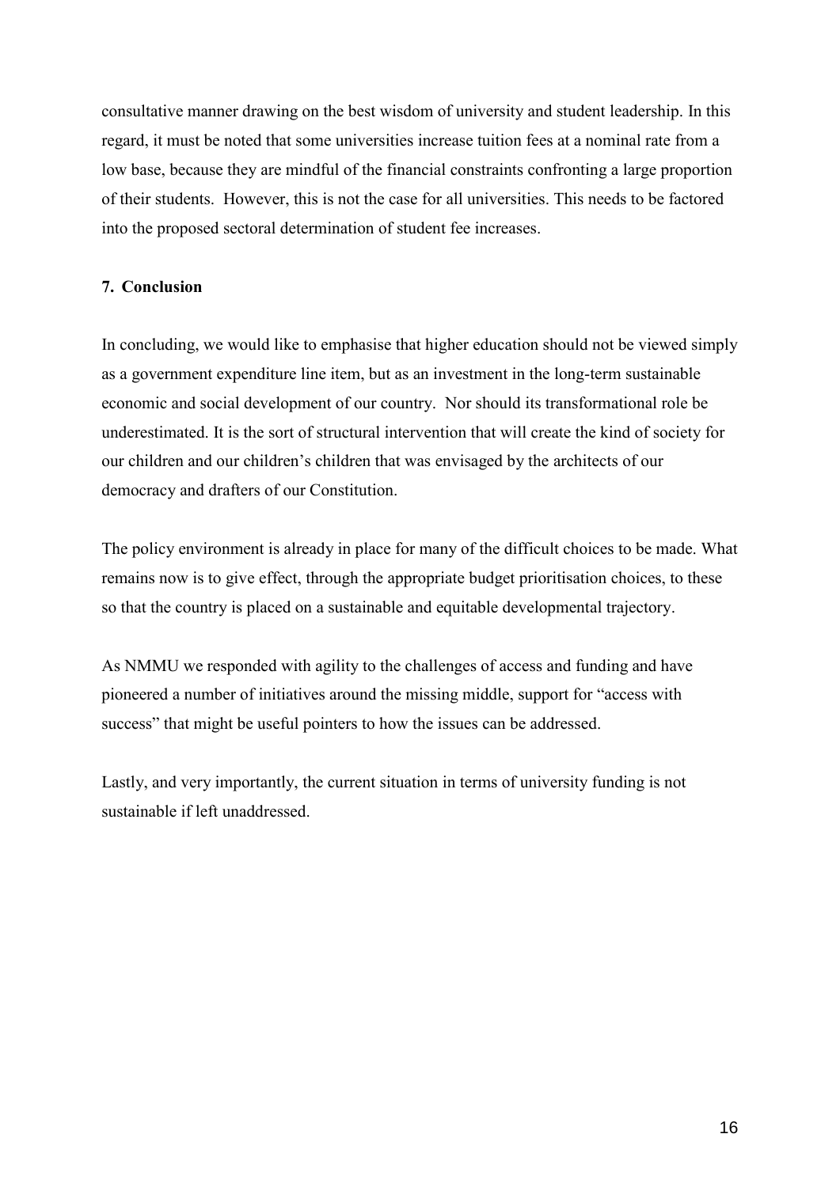consultative manner drawing on the best wisdom of university and student leadership. In this regard, it must be noted that some universities increase tuition fees at a nominal rate from a low base, because they are mindful of the financial constraints confronting a large proportion of their students. However, this is not the case for all universities. This needs to be factored into the proposed sectoral determination of student fee increases.

## 7. Conclusion

In concluding, we would like to emphasise that higher education should not be viewed simply as a government expenditure line item, but as an investment in the long-term sustainable economic and social development of our country. Nor should its transformational role be underestimated. It is the sort of structural intervention that will create the kind of society for our children and our children's children that was envisaged by the architects of our democracy and drafters of our Constitution.

The policy environment is already in place for many of the difficult choices to be made. What remains now is to give effect, through the appropriate budget prioritisation choices, to these so that the country is placed on a sustainable and equitable developmental trajectory.

As NMMU we responded with agility to the challenges of access and funding and have pioneered a number of initiatives around the missing middle, support for "access with success" that might be useful pointers to how the issues can be addressed.

Lastly, and very importantly, the current situation in terms of university funding is not sustainable if left unaddressed.